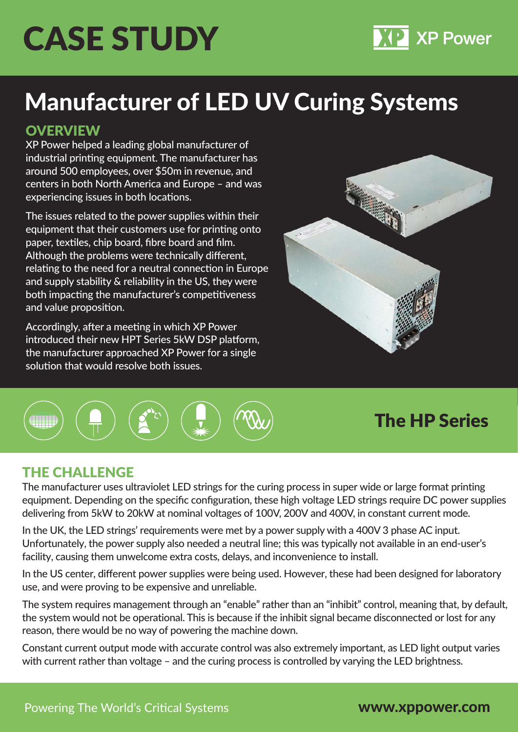# CASE STUDY

XP Power

# Manufacturer of LED UV Curing Systems

## OVERVIEW

XP Power helped a leading global manufacturer of industrial printing equipment. The manufacturer has around 500 employees, over $50m in revenue, and centers in both North America and Europe – and was experiencing issues in both locations.

The issues related to the power supplies within their equipment that their customers use for printing onto paper, textiles, chip board, fibre board and film. Although the problems were technically different, relating to the need for a neutral connection in Europe and supply stability & reliability in the US, they were both impacting the manufacturer's competitiveness and value proposition.

Accordingly, after a meeting in which XP Power introduced their new HPT Series 5kW DSP platform, the manufacturer approached XP Power for a single solution that would resolve both issues.

## The HP Series

## THE CHALLENGE

The manufacturer uses ultraviolet LED strings for the curing process in super wide or large format printing equipment. Depending on the specific configuration, these high voltage LED strings require DC power supplies delivering from 5kW to 20kW at nominal voltages of 100V, 200V and 400V, in constant current mode.

In the UK, the LED strings' requirements were met by a power supply with a 400V 3 phase AC input. Unfortunately, the power supply also needed a neutral line; this was typically not available in an end-user's facility, causing them unwelcome extra costs, delays, and inconvenience to install.

In the US center, different power supplies were being used. However, these had been designed for laboratory use, and were proving to be expensive and unreliable.

The system requires management through an "enable" rather than an "inhibit" control, meaning that, by default, the system would not be operational. This is because if the inhibit signal became disconnected or lost for any reason, there would be no way of powering the machine down.

Constant current output mode with accurate control was also extremely important, as LED light output varies with current rather than voltage – and the curing process is controlled by varying the LED brightness.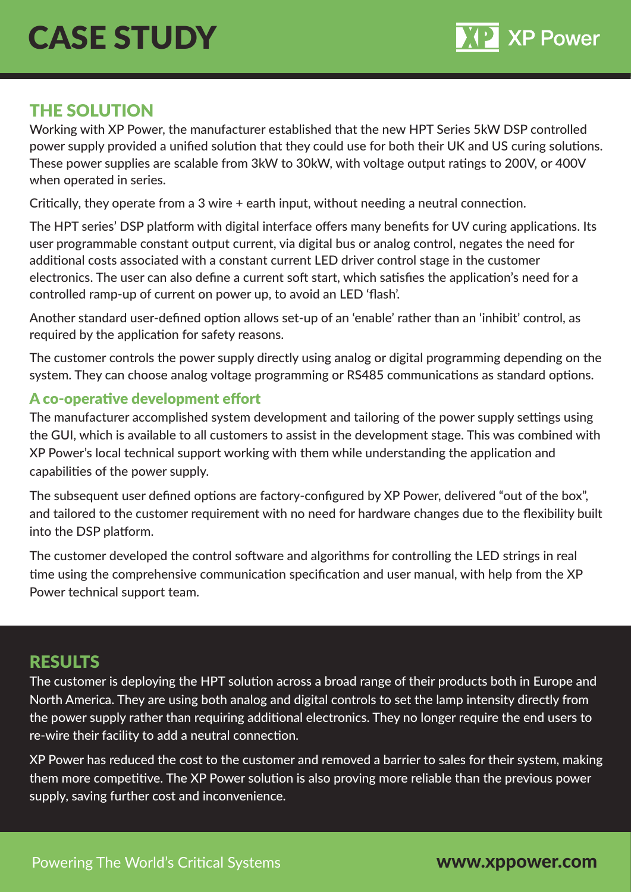# CASE STUDY

## THE SOLUTION

Working with XP Power, the manufacturer established that the new HPT Series 5kW DSP controlled power supply provided a unified solution that they could use for both their UK and US curing solutions. These power supplies are scalable from 3kW to 30kW, with voltage output ratings to 200V, or 400V when operated in series.

Critically, they operate from a 3 wire + earth input, without needing a neutral connection.

The HPT series' DSP platform with digital interface offers many benefits for UV curing applications. Its user programmable constant output current, via digital bus or analog control, negates the need for additional costs associated with a constant current LED driver control stage in the customer electronics. The user can also define a current soft start, which satisfies the application's need for a controlled ramp-up of current on power up, to avoid an LED 'flash'.

Another standard user-defined option allows set-up of an 'enable' rather than an 'inhibit' control, as required by the application for safety reasons.

The customer controls the power supply directly using analog or digital programming depending on the system. They can choose analog voltage programming or RS485 communications as standard options.

### A co-operative development effort

The manufacturer accomplished system development and tailoring of the power supply settings using the GUI, which is available to all customers to assist in the development stage. This was combined with XP Power's local technical support working with them while understanding the application and capabilities of the power supply.

The subsequent user defined options are factory-configured by XP Power, delivered "out of the box", and tailored to the customer requirement with no need for hardware changes due to the flexibility built into the DSP platform.

The customer developed the control software and algorithms for controlling the LED strings in real time using the comprehensive communication specification and user manual, with help from the XP Power technical support team.

## RESULTS

The customer is deploying the HPT solution across a broad range of their products both in Europe and North America. They are using both analog and digital controls to set the lamp intensity directly from the power supply rather than requiring additional electronics. They no longer require the end users to re-wire their facility to add a neutral connection.

XP Power has reduced the cost to the customer and removed a barrier to sales for their system, making them more competitive. The XP Power solution is also proving more reliable than the previous power supply, saving further cost and inconvenience.